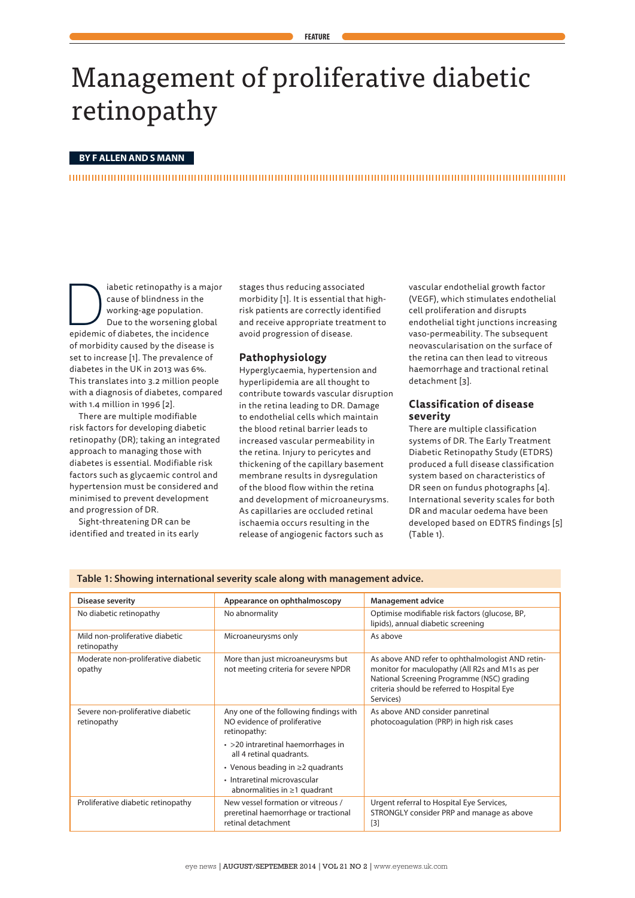# Management of proliferative diabetic retinopathy

**BY F ALLEN AND S MANN**

Diabetic retinopathy is a major cause of blindness in the working-age population. Due to the worsening global epidemic of diabetes, the incidence of morbidity caused by the disease is set to increase [1]. The prevalence of diabetes in the UK in 2013 was 6%. This translates into 3.2 million people with a diagnosis of diabetes, compared with 1.4 million in 1996 [2].

There are multiple modifiable risk factors for developing diabetic retinopathy (DR); taking an integrated approach to managing those with diabetes is essential. Modifiable risk factors such as glycaemic control and hypertension must be considered and minimised to prevent development and progression of DR.

Sight-threatening DR can be identified and treated in its early stages thus reducing associated morbidity [1]. It is essential that high-risk patients are correctly identified and receive appropriate treatment to avoid progression of disease.

## Pathophysiology

Hyperglycaemia, hypertension and hyperlipidemia are all thought to contribute towards vascular disruption in the retina leading to DR. Damage to endothelial cells which maintain the blood retinal barrier leads to increased vascular permeability in the retina. Injury to pericytes and thickening of the capillary basement membrane results in dysregulation of the blood flow within the retina and development of microaneurysms. As capillaries are occluded retinal ischaemia occurs resulting in the release of angiogenic factors such as vascular endothelial growth factor (VEGF), which stimulates endothelial cell proliferation and disrupts endothelial tight junctions increasing vaso-permeability. The subsequent neovascularisation on the surface of the retina can then lead to vitreous haemorrhage and tractional retinal detachment [3].

## Classification of disease severity

There are multiple classification systems of DR. The Early Treatment Diabetic Retinopathy Study (ETDRS) produced a full disease classification system based on characteristics of DR seen on fundus photographs [4]. International severity scales for both DR and macular oedema have been developed based on EDTRS findings [5] (Table 1).

**Table 1: Showing international severity scale along with management advice.**

| Disease severity | Appearance on ophthalmoscopy | Management advice |
|---|---|---|
| No diabetic retinopathy | No abnormality | Optimise modifiable risk factors (glucose, BP, lipids), annual diabetic screening |
| Mild non-proliferative diabetic retinopathy | Microaneurysms only | As above |
| Moderate non-proliferative diabetic opathy | More than just microaneurysms but not meeting criteria for severe NPDR | As above AND refer to ophthalmologist AND retinmonitor for maculopathy (All R2s and M1s as per National Screening Programme (NSC) grading criteria should be referred to Hospital Eye Services) |
| Severe non-proliferative diabetic retinopathy | Any one of the following findings with NO evidence of proliferative retinopathy:<br>• >20 intraretinal haemorrhages in all 4 retinal quadrants.<br>• Venous beading in ≥2 quadrants<br>• Intraretinal microvascular abnormalities in ≥1 quadrant | As above AND consider panretinal photocoagulation (PRP) in high risk cases |
| Proliferative diabetic retinopathy | New vessel formation or vitreous / preretinal haemorrhage or tractional retinal detachment | Urgent referral to Hospital Eye Services, STRONGLY consider PRP and manage as above [3] |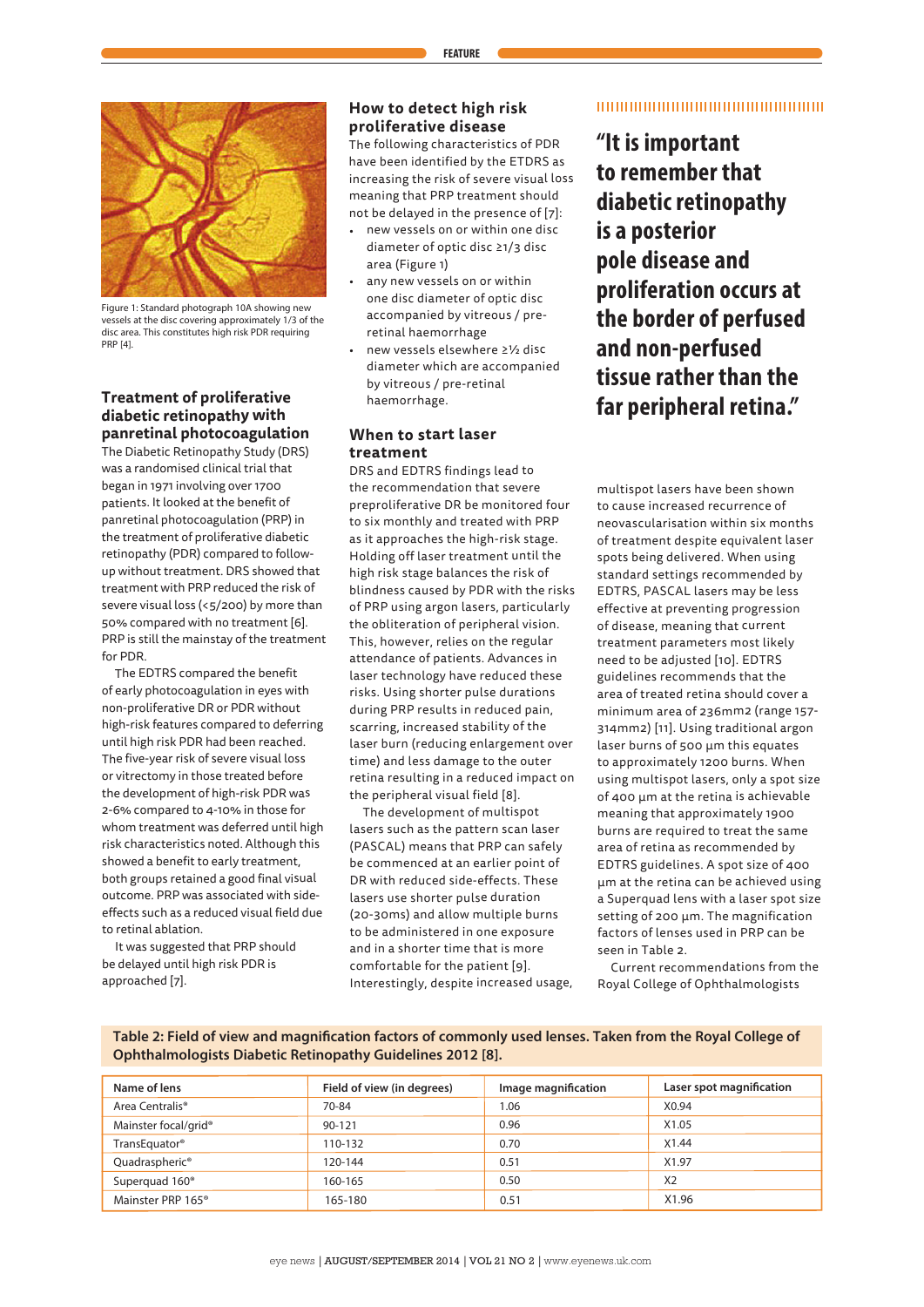Figure 1: Standard photograph 10A showing new vessels at the disc covering approximately 1/3 of the disc area. This constitutes high risk PDR requiring PRP [4].

## Treatment of proliferative diabetic retinopathy with panretinal photocoagulation

The Diabetic Retinopathy Study (DRS) was a randomised clinical trial that began in 1971 involving over 1700 patients. It looked at the benefit of panretinal photocoagulation (PRP) in the treatment of proliferative diabetic retinopathy (PDR) compared to follow-up without treatment. DRS showed that treatment with PRP reduced the risk of severe visual loss (<5/200) by more than 50% compared with no treatment [6]. PRP is still the mainstay of the treatment for PDR.

The EDTRS compared the benefit of early photocoagulation in eyes with non-proliferative DR or PDR without high-risk features compared to deferring until high risk PDR had been reached. The five-year risk of severe visual loss or vitrectomy in those treated before the development of high-risk PDR was 2-6% compared to 4-10% in those for whom treatment was deferred until high risk characteristics noted. Although this showed a benefit to early treatment, both groups retained a good final visual outcome. PRP was associated with side-effects such as a reduced visual field due to retinal ablation.

It was suggested that PRP should be delayed until high risk PDR is approached [7].

## How to detect high risk proliferative disease

The following characteristics of PDR have been identified by the ETDRS as increasing the risk of severe visual loss meaning that PRP treatment should not be delayed in the presence of [7]:

- new vessels on or within one disc diameter of optic disc ≥1/3 disc area (Figure 1)
- any new vessels on or within one disc diameter of optic disc accompanied by vitreous / pre-retinal haemorrhage
- new vessels elsewhere ≥½ disc diameter which are accompanied by vitreous / pre-retinal haemorrhage.

## When to start laser treatment

DRS and EDTRS findings lead to the recommendation that severe preproliferative DR be monitored four to six monthly and treated with PRP as it approaches the high-risk stage. Holding off laser treatment until the high risk stage balances the risk of blindness caused by PDR with the risks of PRP using argon lasers, particularly the obliteration of peripheral vision. This, however, relies on the regular attendance of patients. Advances in laser technology have reduced these risks. Using shorter pulse durations during PRP results in reduced pain, scarring, increased stability of the laser burn (reducing enlargement over time) and less damage to the outer retina resulting in a reduced impact on the peripheral visual field [8].

The development of multispot lasers such as the pattern scan laser (PASCAL) means that PRP can safely be commenced at an earlier point of DR with reduced side-effects. These lasers use shorter pulse duration (20-30ms) and allow multiple burns to be administered in one exposure and in a shorter time that is more comfortable for the patient [9]. Interestingly, despite increased usage, multispot lasers have been shown to cause increased recurrence of neovascularisation within six months of treatment despite equivalent laser spots being delivered. When using standard settings recommended by EDTRS, PASCAL lasers may be less effective at preventing progression of disease, meaning that current treatment parameters most likely need to be adjusted [10]. EDTRS guidelines recommends that the area of treated retina should cover a minimum area of 236mm2 (range 157-314mm2) [11]. Using traditional argon laser burns of 500 µm this equates to approximately 1200 burns. When using multispot lasers, only a spot size of 400 µm at the retina is achievable meaning that approximately 1900 burns are required to treat the same area of retina as recommended by EDTRS guidelines. A spot size of 400 µm at the retina can be achieved using a Superquad lens with a laser spot size setting of 200 µm. The magnification factors of lenses used in PRP can be seen in Table 2.

Current recommendations from the Royal College of Ophthalmologists

> **"It is important to remember that diabetic retinopathy is a posterior pole disease and proliferation occurs at the border of perfused and non-perfused tissue rather than the far peripheral retina."**

**Table 2: Field of view and magnification factors of commonly used lenses. Taken from the Royal College of Ophthalmologists Diabetic Retinopathy Guidelines 2012 [8].**

| Name of lens | Field of view (in degrees) | Image magnification | Laser spot magnification |
|---|---|---|---|
| Area Centralis® | 70-84 | 1.06 | X0.94 |
| Mainster focal/grid® | 90-121 | 0.96 | X1.05 |
| TransEquator® | 110-132 | 0.70 | X1.44 |
| Quadraspheric® | 120-144 | 0.51 | X1.97 |
| Superquad 160® | 160-165 | 0.50 | X2 |
| Mainster PRP 165® | 165-180 | 0.51 | X1.96 |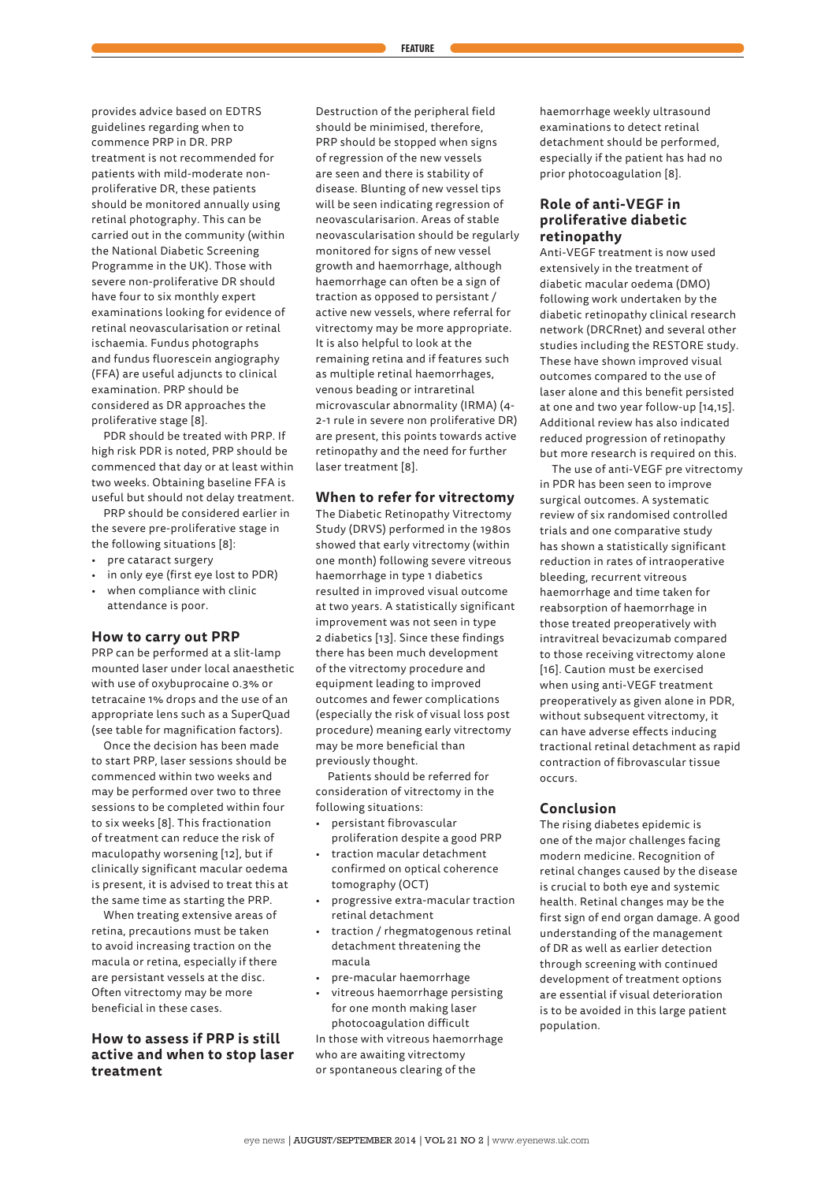provides advice based on EDTRS guidelines regarding when to commence PRP in DR. PRP treatment is not recommended for patients with mild-moderate non-proliferative DR, these patients should be monitored annually using retinal photography. This can be carried out in the community (within the National Diabetic Screening Programme in the UK). Those with severe non-proliferative DR should have four to six monthly expert examinations looking for evidence of retinal neovascularisation or retinal ischaemia. Fundus photographs and fundus fluorescein angiography (FFA) are useful adjuncts to clinical examination. PRP should be considered as DR approaches the proliferative stage [8].

PDR should be treated with PRP. If high risk PDR is noted, PRP should be commenced that day or at least within two weeks. Obtaining baseline FFA is useful but should not delay treatment.

PRP should be considered earlier in the severe pre-proliferative stage in the following situations [8]:

- pre cataract surgery
- in only eye (first eye lost to PDR)
- when compliance with clinic attendance is poor.

## How to carry out PRP

PRP can be performed at a slit-lamp mounted laser under local anaesthetic with use of oxybuprocaine 0.3% or tetracaine 1% drops and the use of an appropriate lens such as a SuperQuad (see table for magnification factors).

Once the decision has been made to start PRP, laser sessions should be commenced within two weeks and may be performed over two to three sessions to be completed within four to six weeks [8]. This fractionation of treatment can reduce the risk of maculopathy worsening [12], but if clinically significant macular oedema is present, it is advised to treat this at the same time as starting the PRP.

When treating extensive areas of retina, precautions must be taken to avoid increasing traction on the macula or retina, especially if there are persistant vessels at the disc. Often vitrectomy may be more beneficial in these cases.

## How to assess if PRP is still active and when to stop laser treatment

Destruction of the peripheral field should be minimised, therefore, PRP should be stopped when signs of regression of the new vessels are seen and there is stability of disease. Blunting of new vessel tips will be seen indicating regression of neovascularisarion. Areas of stable neovascularisation should be regularly monitored for signs of new vessel growth and haemorrhage, although haemorrhage can often be a sign of traction as opposed to persistant / active new vessels, where referral for vitrectomy may be more appropriate. It is also helpful to look at the remaining retina and if features such as multiple retinal haemorrhages, venous beading or intraretinal microvascular abnormality (IRMA) (4-2-1 rule in severe non proliferative DR) are present, this points towards active retinopathy and the need for further laser treatment [8].

## When to refer for vitrectomy

The Diabetic Retinopathy Vitrectomy Study (DRVS) performed in the 1980s showed that early vitrectomy (within one month) following severe vitreous haemorrhage in type 1 diabetics resulted in improved visual outcome at two years. A statistically significant improvement was not seen in type 2 diabetics [13]. Since these findings there has been much development of the vitrectomy procedure and equipment leading to improved outcomes and fewer complications (especially the risk of visual loss post procedure) meaning early vitrectomy may be more beneficial than previously thought.

Patients should be referred for consideration of vitrectomy in the following situations:

- persistant fibrovascular proliferation despite a good PRP
- traction macular detachment confirmed on optical coherence tomography (OCT)
- progressive extra-macular traction retinal detachment
- traction / rhegmatogenous retinal detachment threatening the macula
- pre-macular haemorrhage
- vitreous haemorrhage persisting for one month making laser photocoagulation difficult

In those with vitreous haemorrhage who are awaiting vitrectomy or spontaneous clearing of the haemorrhage weekly ultrasound examinations to detect retinal detachment should be performed, especially if the patient has had no prior photocoagulation [8].

## Role of anti-VEGF in proliferative diabetic retinopathy

Anti-VEGF treatment is now used extensively in the treatment of diabetic macular oedema (DMO) following work undertaken by the diabetic retinopathy clinical research network (DRCRnet) and several other studies including the RESTORE study. These have shown improved visual outcomes compared to the use of laser alone and this benefit persisted at one and two year follow-up [14,15]. Additional review has also indicated reduced progression of retinopathy but more research is required on this.

The use of anti-VEGF pre vitrectomy in PDR has been seen to improve surgical outcomes. A systematic review of six randomised controlled trials and one comparative study has shown a statistically significant reduction in rates of intraoperative bleeding, recurrent vitreous haemorrhage and time taken for reabsorption of haemorrhage in those treated preoperatively with intravitreal bevacizumab compared to those receiving vitrectomy alone [16]. Caution must be exercised when using anti-VEGF treatment preoperatively as given alone in PDR, without subsequent vitrectomy, it can have adverse effects inducing tractional retinal detachment as rapid contraction of fibrovascular tissue occurs.

## Conclusion

The rising diabetes epidemic is one of the major challenges facing modern medicine. Recognition of retinal changes caused by the disease is crucial to both eye and systemic health. Retinal changes may be the first sign of end organ damage. A good understanding of the management of DR as well as earlier detection through screening with continued development of treatment options are essential if visual deterioration is to be avoided in this large patient population.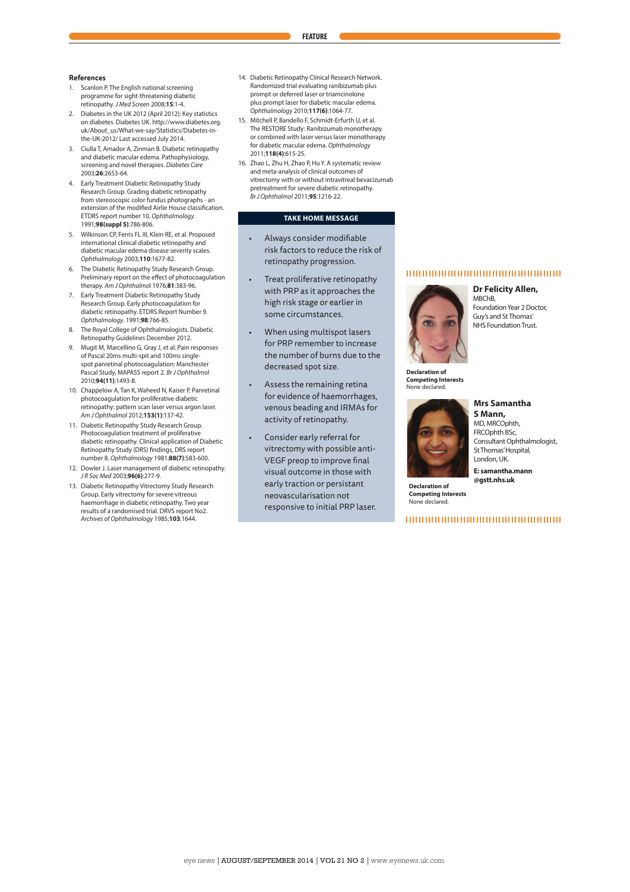## References

1. Scanlon P. The English national screening programme for sight-threatening diabetic retinopathy. *J Med Screen* 2008;**15**:1-4.
2. Diabetes in the UK 2012 (April 2012): Key statistics on diabetes. Diabetes UK. http://www.diabetes.org.uk/About_us/What-we-say/Statistics/Diabetes-in-the-UK-2012/ Last accessed July 2014.
3. Ciulla T, Amador A, Zinman B. Diabetic retinopathy and diabetic macular edema. Pathophysiology, screening and novel therapies. *Diabetes Care* 2003;**26**:2653-64.
4. Early Treatment Diabetic Retinopathy Study Research Group. Grading diabetic retinopathy from stereoscopic color fundus photographs - an extension of the modified Airlie House classification. ETDRS report number 10. *Ophthalmology* 1991;**98(suppl 5)**:786-806.
5. Wilkinson CP, Ferris FL III, Klein RE, et al. Proposed international clinical diabetic retinopathy and diabetic macular edema disease severity scales. *Ophthalmology* 2003;**110**:1677-82.
6. The Diabetic Retinopathy Study Research Group. Preliminary report on the effect of photocoagulation therapy. *Am J Ophthalmol* 1976;**81**:383-96.
7. Early Treatment Diabetic Retinopathy Study Research Group. Early photocoagulation for diabetic retinopathy. ETDRS Report Number 9. *Ophthalmology*. 1991;**98**:766-85.
8. The Royal College of Ophthalmologists. Diabetic Retinopathy Guidelines December 2012.
9. Mugit M, Marcellino G, Gray J, et al. Pain responses of Pascal 20ms multi-spit and 100ms single-spot panretinal photocoagulation: Manchester Pascal Study, MAPASS report 2. *Br J Ophthalmol* 2010;**94(11)**:1493-8.
10. Chappelow A, Tan K, Waheed N, Kaiser P. Panretinal photocoagulation for proliferative diabetic retinopathy: pattern scan laser versus argon laser. *Am J Ophthalmol* 2012;**153(1)**:137-42.
11. Diabetic Retinopathy Study Research Group. Photocoagulation treatment of proliferative diabetic retinopathy. Clinical application of Diabetic Retinopathy Study (DRS) findings, DRS report number 8. *Ophthalmology* 1981;**88(7)**:583-600.
12. Dowler J. Laser management of diabetic retinopathy. *J R Soc Med* 2003;**96(6)**:277-9.
13. Diabetic Retinopathy Vitrectomy Study Research Group. Early vitrectomy for severe vitreous haemorrhage in diabetic retinopathy. Two year results of a randomised trial. DRVS report No2. *Archives of Ophthalmology* 1985;**103**:1644.
14. Diabetic Retinopathy Clinical Research Network. Randomized trial evaluating ranibizumab plus prompt or deferred laser or triamcinolone plus prompt laser for diabetic macular edema. *Ophthalmology* 2010;**117(6)**:1064-77.
15. Mitchell P, Bandello F, Schmidt-Erfurth U, et al. The RESTORE Study: Ranibizumab monotherapy or combined with laser versus laser monotherapy for diabetic macular edema. *Ophthalmology* 2011;**118(4)**:615-25.
16. Zhao L, Zhu H, Zhao P, Hu Y. A systematic review and meta-analysis of clinical outcomes of vitrectomy with or without intravitreal bevacizumab pretreatment for severe diabetic retinopathy. *Br J Ophthalmol* 2011;**95**:1216-22.

### TAKE HOME MESSAGE

- Always consider modifiable risk factors to reduce the risk of retinopathy progression.
- Treat proliferative retinopathy with PRP as it approaches the high risk stage or earlier in some circumstances.
- When using multispot lasers for PRP remember to increase the number of burns due to the decreased spot size.
- Assess the remaining retina for evidence of haemorrhages, venous beading and IRMAs for activity of retinopathy.
- Consider early referral for vitrectomy with possible anti-VEGF preop to improve final visual outcome in those with early traction or persistant neovascularisation not responsive to initial PRP laser.

**Dr Felicity Allen,**
MBChB,
Foundation Year 2 Doctor, Guy's and St Thomas' NHS Foundation Trust.

**Declaration of Competing Interests**
None declared.

**Mrs Samantha S Mann,**
MD, MRCOphth, FRCOphth BSc,
Consultant Ophthalmologist, St Thomas' Hospital, London, UK.

**E: samantha.mann@gstt.nhs.uk**

**Declaration of Competing Interests**
None declared.